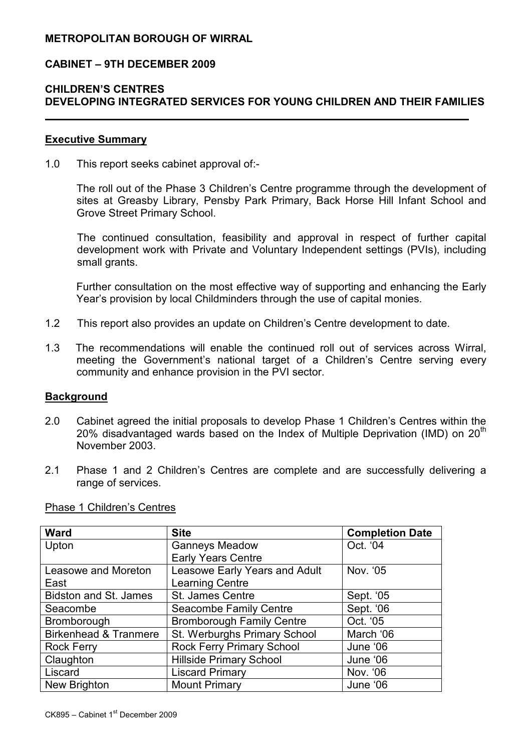**METROPOLITAN BOROUGH OF WIRRAL**

**CABINET – 9TH DECEMBER 2009**

**CHILDREN'S CENTRES**
**DEVELOPING INTEGRATED SERVICES FOR YOUNG CHILDREN AND THEIR FAMILIES**

---

## Executive Summary

1.0 This report seeks cabinet approval of:-

The roll out of the Phase 3 Children's Centre programme through the development of sites at Greasby Library, Pensby Park Primary, Back Horse Hill Infant School and Grove Street Primary School.

The continued consultation, feasibility and approval in respect of further capital development work with Private and Voluntary Independent settings (PVIs), including small grants.

Further consultation on the most effective way of supporting and enhancing the Early Year's provision by local Childminders through the use of capital monies.

1.2 This report also provides an update on Children's Centre development to date.

1.3 The recommendations will enable the continued roll out of services across Wirral, meeting the Government's national target of a Children's Centre serving every community and enhance provision in the PVI sector.

## Background

2.0 Cabinet agreed the initial proposals to develop Phase 1 Children's Centres within the 20% disadvantaged wards based on the Index of Multiple Deprivation (IMD) on 20th November 2003.

2.1 Phase 1 and 2 Children's Centres are complete and are successfully delivering a range of services.

Phase 1 Children's Centres

| Ward | Site | Completion Date |
|---|---|---|
| Upton | Ganneys Meadow Early Years Centre | Oct. '04 |
| Leasowe and Moreton East | Leasowe Early Years and Adult Learning Centre | Nov. '05 |
| Bidston and St. James | St. James Centre | Sept. '05 |
| Seacombe | Seacombe Family Centre | Sept. '06 |
| Bromborough | Bromborough Family Centre | Oct. '05 |
| Birkenhead & Tranmere | St. Werburghs Primary School | March '06 |
| Rock Ferry | Rock Ferry Primary School | June '06 |
| Claughton | Hillside Primary School | June '06 |
| Liscard | Liscard Primary | Nov. '06 |
| New Brighton | Mount Primary | June '06 |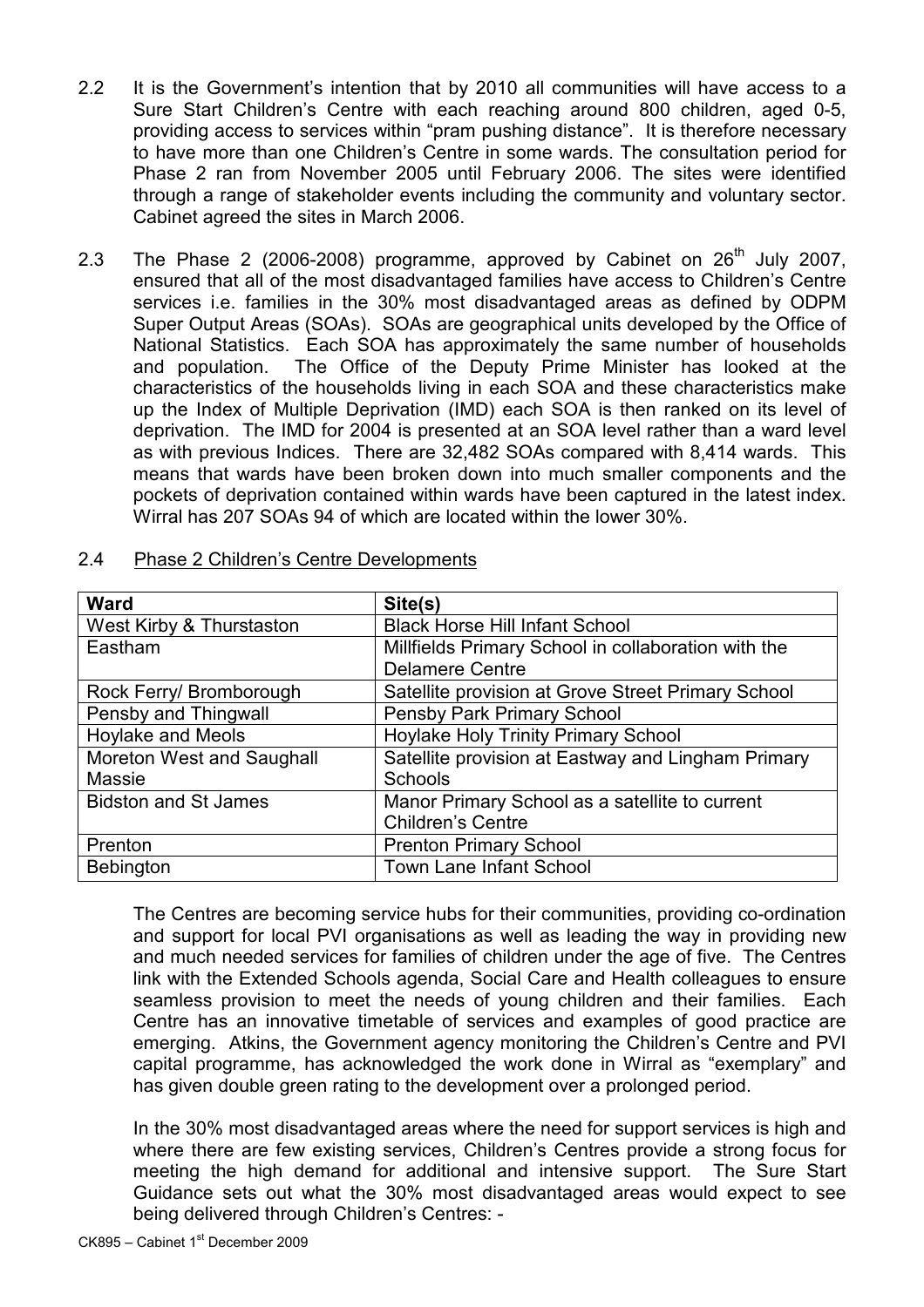2.2 It is the Government's intention that by 2010 all communities will have access to a Sure Start Children's Centre with each reaching around 800 children, aged 0-5, providing access to services within "pram pushing distance". It is therefore necessary to have more than one Children's Centre in some wards. The consultation period for Phase 2 ran from November 2005 until February 2006. The sites were identified through a range of stakeholder events including the community and voluntary sector. Cabinet agreed the sites in March 2006.

2.3 The Phase 2 (2006-2008) programme, approved by Cabinet on 26th July 2007, ensured that all of the most disadvantaged families have access to Children's Centre services i.e. families in the 30% most disadvantaged areas as defined by ODPM Super Output Areas (SOAs). SOAs are geographical units developed by the Office of National Statistics. Each SOA has approximately the same number of households and population. The Office of the Deputy Prime Minister has looked at the characteristics of the households living in each SOA and these characteristics make up the Index of Multiple Deprivation (IMD) each SOA is then ranked on its level of deprivation. The IMD for 2004 is presented at an SOA level rather than a ward level as with previous Indices. There are 32,482 SOAs compared with 8,414 wards. This means that wards have been broken down into much smaller components and the pockets of deprivation contained within wards have been captured in the latest index. Wirral has 207 SOAs 94 of which are located within the lower 30%.

2.4 Phase 2 Children's Centre Developments

| Ward | Site(s) |
|---|---|
| West Kirby & Thurstaston | Black Horse Hill Infant School |
| Eastham | Millfields Primary School in collaboration with the Delamere Centre |
| Rock Ferry/ Bromborough | Satellite provision at Grove Street Primary School |
| Pensby and Thingwall | Pensby Park Primary School |
| Hoylake and Meols | Hoylake Holy Trinity Primary School |
| Moreton West and Saughall Massie | Satellite provision at Eastway and Lingham Primary Schools |
| Bidston and St James | Manor Primary School as a satellite to current Children's Centre |
| Prenton | Prenton Primary School |
| Bebington | Town Lane Infant School |

The Centres are becoming service hubs for their communities, providing co-ordination and support for local PVI organisations as well as leading the way in providing new and much needed services for families of children under the age of five. The Centres link with the Extended Schools agenda, Social Care and Health colleagues to ensure seamless provision to meet the needs of young children and their families. Each Centre has an innovative timetable of services and examples of good practice are emerging. Atkins, the Government agency monitoring the Children's Centre and PVI capital programme, has acknowledged the work done in Wirral as "exemplary" and has given double green rating to the development over a prolonged period.

In the 30% most disadvantaged areas where the need for support services is high and where there are few existing services, Children's Centres provide a strong focus for meeting the high demand for additional and intensive support. The Sure Start Guidance sets out what the 30% most disadvantaged areas would expect to see being delivered through Children's Centres: -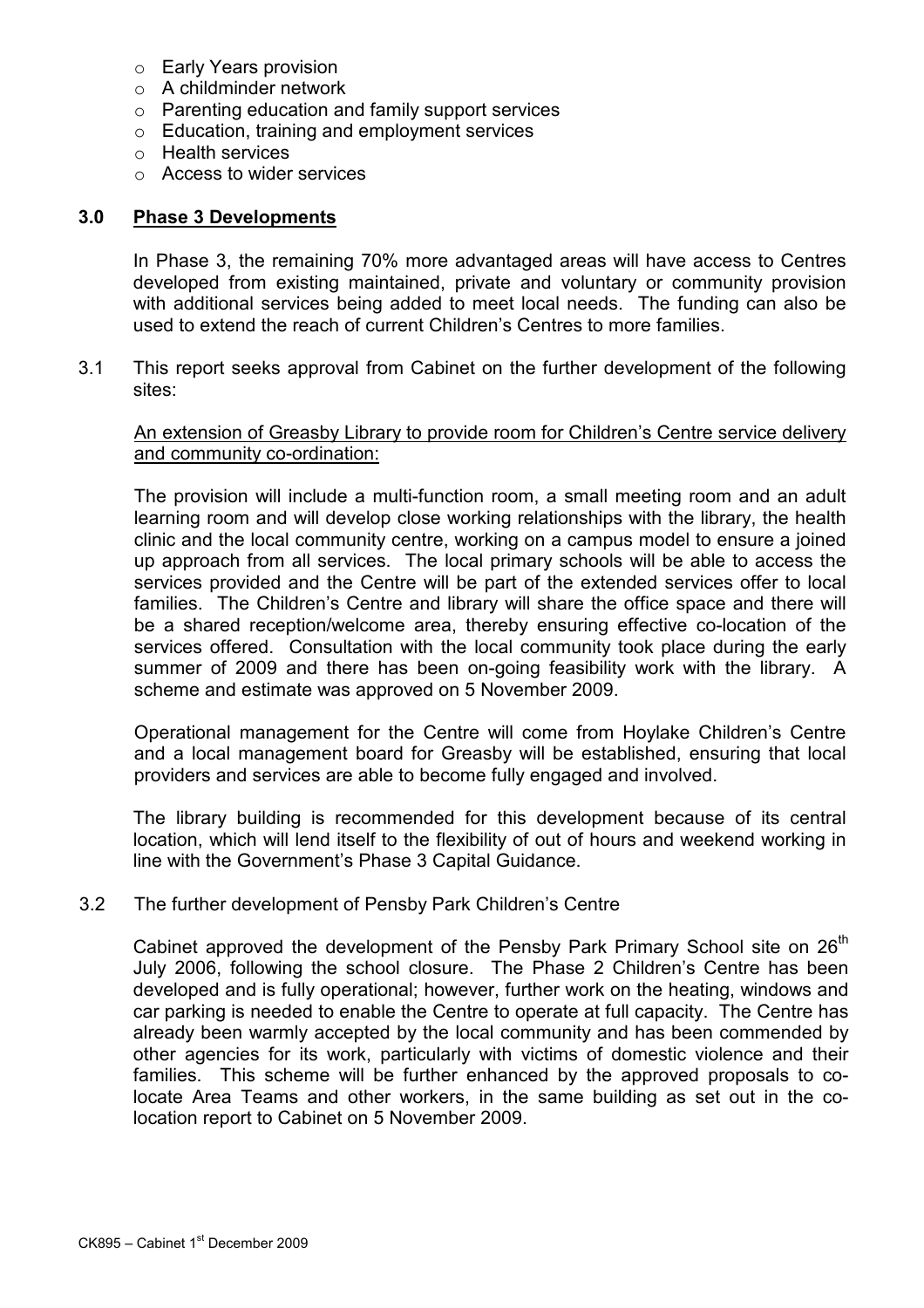- Early Years provision
- A childminder network
- Parenting education and family support services
- Education, training and employment services
- Health services
- Access to wider services

## 3.0 Phase 3 Developments

In Phase 3, the remaining 70% more advantaged areas will have access to Centres developed from existing maintained, private and voluntary or community provision with additional services being added to meet local needs. The funding can also be used to extend the reach of current Children's Centres to more families.

3.1 This report seeks approval from Cabinet on the further development of the following sites:

An extension of Greasby Library to provide room for Children's Centre service delivery and community co-ordination:

The provision will include a multi-function room, a small meeting room and an adult learning room and will develop close working relationships with the library, the health clinic and the local community centre, working on a campus model to ensure a joined up approach from all services. The local primary schools will be able to access the services provided and the Centre will be part of the extended services offer to local families. The Children's Centre and library will share the office space and there will be a shared reception/welcome area, thereby ensuring effective co-location of the services offered. Consultation with the local community took place during the early summer of 2009 and there has been on-going feasibility work with the library. A scheme and estimate was approved on 5 November 2009.

Operational management for the Centre will come from Hoylake Children's Centre and a local management board for Greasby will be established, ensuring that local providers and services are able to become fully engaged and involved.

The library building is recommended for this development because of its central location, which will lend itself to the flexibility of out of hours and weekend working in line with the Government's Phase 3 Capital Guidance.

3.2 The further development of Pensby Park Children's Centre

Cabinet approved the development of the Pensby Park Primary School site on 26th July 2006, following the school closure. The Phase 2 Children's Centre has been developed and is fully operational; however, further work on the heating, windows and car parking is needed to enable the Centre to operate at full capacity. The Centre has already been warmly accepted by the local community and has been commended by other agencies for its work, particularly with victims of domestic violence and their families. This scheme will be further enhanced by the approved proposals to co-locate Area Teams and other workers, in the same building as set out in the co-location report to Cabinet on 5 November 2009.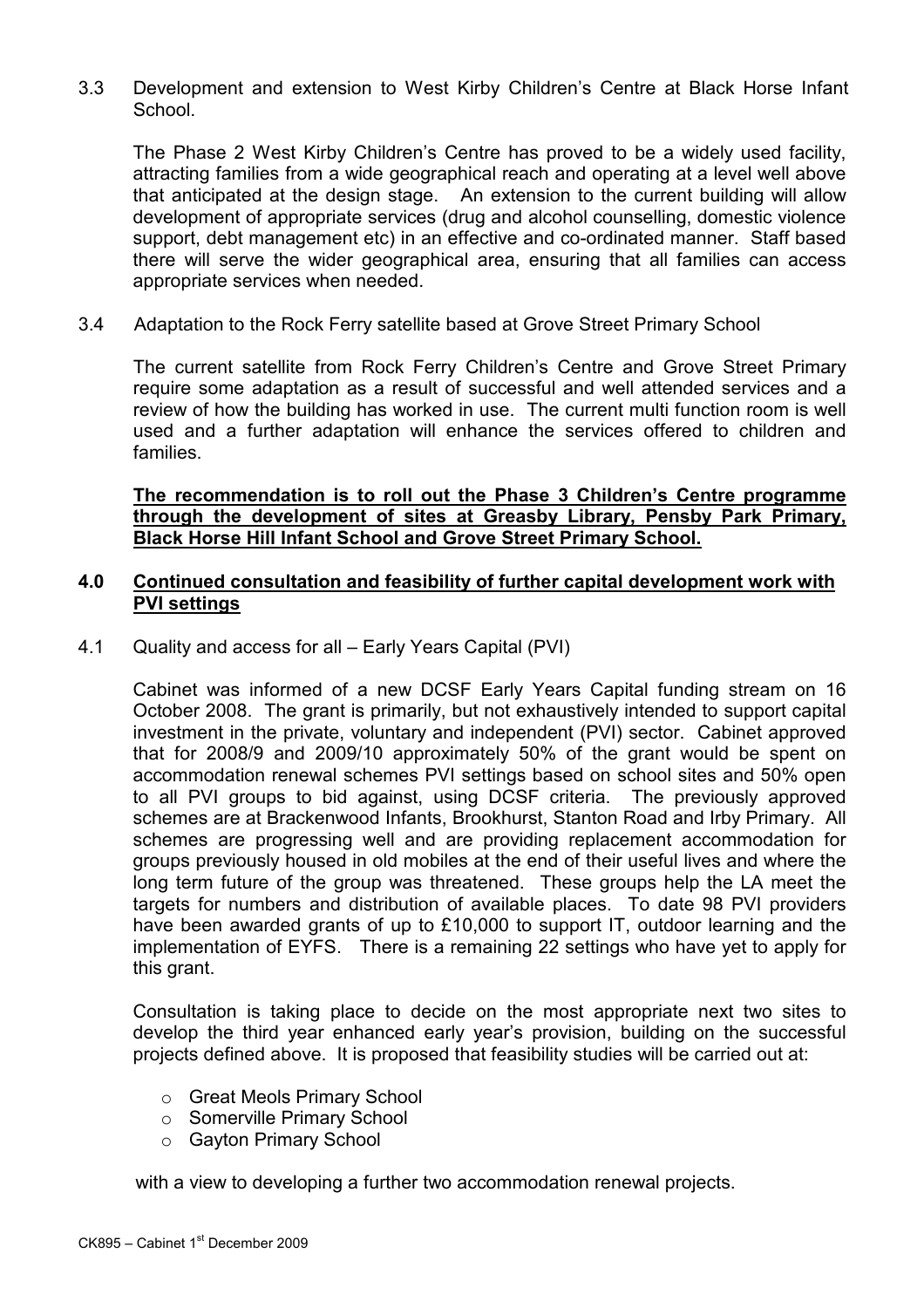3.3 Development and extension to West Kirby Children's Centre at Black Horse Infant School.

The Phase 2 West Kirby Children's Centre has proved to be a widely used facility, attracting families from a wide geographical reach and operating at a level well above that anticipated at the design stage. An extension to the current building will allow development of appropriate services (drug and alcohol counselling, domestic violence support, debt management etc) in an effective and co-ordinated manner. Staff based there will serve the wider geographical area, ensuring that all families can access appropriate services when needed.

3.4 Adaptation to the Rock Ferry satellite based at Grove Street Primary School

The current satellite from Rock Ferry Children's Centre and Grove Street Primary require some adaptation as a result of successful and well attended services and a review of how the building has worked in use. The current multi function room is well used and a further adaptation will enhance the services offered to children and families.

**The recommendation is to roll out the Phase 3 Children's Centre programme through the development of sites at Greasby Library, Pensby Park Primary, Black Horse Hill Infant School and Grove Street Primary School.**

## 4.0 Continued consultation and feasibility of further capital development work with PVI settings

4.1 Quality and access for all – Early Years Capital (PVI)

Cabinet was informed of a new DCSF Early Years Capital funding stream on 16 October 2008. The grant is primarily, but not exhaustively intended to support capital investment in the private, voluntary and independent (PVI) sector. Cabinet approved that for 2008/9 and 2009/10 approximately 50% of the grant would be spent on accommodation renewal schemes PVI settings based on school sites and 50% open to all PVI groups to bid against, using DCSF criteria. The previously approved schemes are at Brackenwood Infants, Brookhurst, Stanton Road and Irby Primary. All schemes are progressing well and are providing replacement accommodation for groups previously housed in old mobiles at the end of their useful lives and where the long term future of the group was threatened. These groups help the LA meet the targets for numbers and distribution of available places. To date 98 PVI providers have been awarded grants of up to £10,000 to support IT, outdoor learning and the implementation of EYFS. There is a remaining 22 settings who have yet to apply for this grant.

Consultation is taking place to decide on the most appropriate next two sites to develop the third year enhanced early year's provision, building on the successful projects defined above. It is proposed that feasibility studies will be carried out at:

- Great Meols Primary School
- Somerville Primary School
- Gayton Primary School

with a view to developing a further two accommodation renewal projects.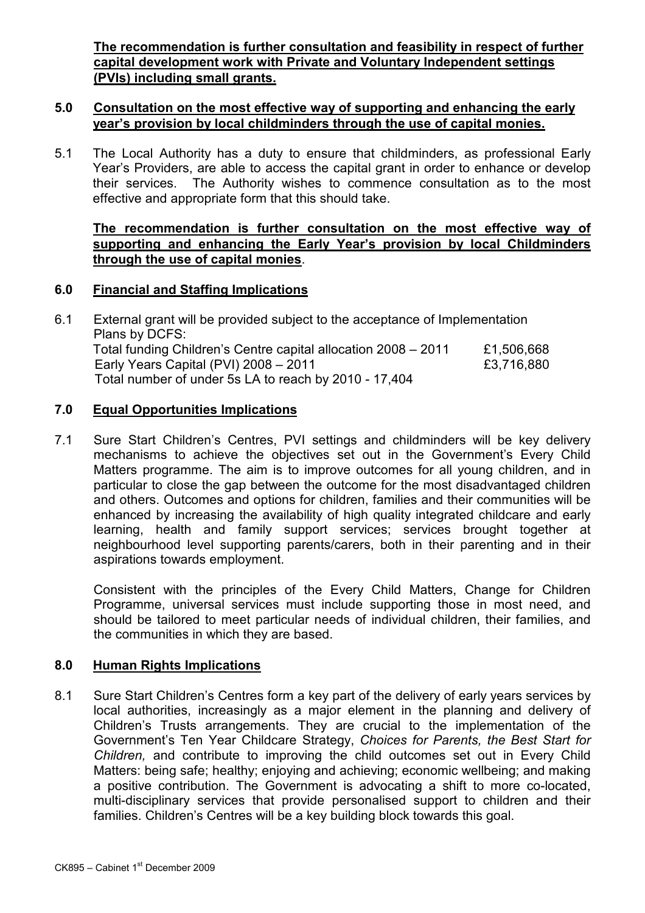**The recommendation is further consultation and feasibility in respect of further capital development work with Private and Voluntary Independent settings (PVIs) including small grants.**

## 5.0 Consultation on the most effective way of supporting and enhancing the early year's provision by local childminders through the use of capital monies.

5.1 The Local Authority has a duty to ensure that childminders, as professional Early Year's Providers, are able to access the capital grant in order to enhance or develop their services. The Authority wishes to commence consultation as to the most effective and appropriate form that this should take.

**The recommendation is further consultation on the most effective way of supporting and enhancing the Early Year's provision by local Childminders through the use of capital monies**.

## 6.0 Financial and Staffing Implications

6.1 External grant will be provided subject to the acceptance of Implementation Plans by DCFS:

| | |
|---|---|
| Total funding Children's Centre capital allocation 2008 – 2011 | £1,506,668 |
| Early Years Capital (PVI) 2008 – 2011 | £3,716,880 |
| Total number of under 5s LA to reach by 2010 - 17,404 | |

## 7.0 Equal Opportunities Implications

7.1 Sure Start Children's Centres, PVI settings and childminders will be key delivery mechanisms to achieve the objectives set out in the Government's Every Child Matters programme. The aim is to improve outcomes for all young children, and in particular to close the gap between the outcome for the most disadvantaged children and others. Outcomes and options for children, families and their communities will be enhanced by increasing the availability of high quality integrated childcare and early learning, health and family support services; services brought together at neighbourhood level supporting parents/carers, both in their parenting and in their aspirations towards employment.

Consistent with the principles of the Every Child Matters, Change for Children Programme, universal services must include supporting those in most need, and should be tailored to meet particular needs of individual children, their families, and the communities in which they are based.

## 8.0 Human Rights Implications

8.1 Sure Start Children's Centres form a key part of the delivery of early years services by local authorities, increasingly as a major element in the planning and delivery of Children's Trusts arrangements. They are crucial to the implementation of the Government's Ten Year Childcare Strategy, *Choices for Parents, the Best Start for Children,* and contribute to improving the child outcomes set out in Every Child Matters: being safe; healthy; enjoying and achieving; economic wellbeing; and making a positive contribution. The Government is advocating a shift to more co-located, multi-disciplinary services that provide personalised support to children and their families. Children's Centres will be a key building block towards this goal.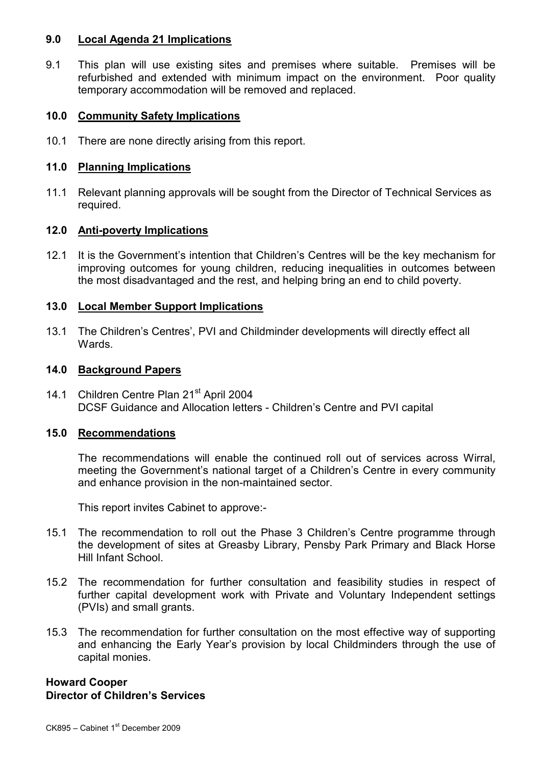## 9.0 Local Agenda 21 Implications

9.1 This plan will use existing sites and premises where suitable. Premises will be refurbished and extended with minimum impact on the environment. Poor quality temporary accommodation will be removed and replaced.

## 10.0 Community Safety Implications

10.1 There are none directly arising from this report.

## 11.0 Planning Implications

11.1 Relevant planning approvals will be sought from the Director of Technical Services as required.

## 12.0 Anti-poverty Implications

12.1 It is the Government's intention that Children's Centres will be the key mechanism for improving outcomes for young children, reducing inequalities in outcomes between the most disadvantaged and the rest, and helping bring an end to child poverty.

## 13.0 Local Member Support Implications

13.1 The Children's Centres', PVI and Childminder developments will directly effect all Wards.

## 14.0 Background Papers

14.1 Children Centre Plan 21st April 2004
DCSF Guidance and Allocation letters - Children's Centre and PVI capital

## 15.0 Recommendations

The recommendations will enable the continued roll out of services across Wirral, meeting the Government's national target of a Children's Centre in every community and enhance provision in the non-maintained sector.

This report invites Cabinet to approve:-

15.1 The recommendation to roll out the Phase 3 Children's Centre programme through the development of sites at Greasby Library, Pensby Park Primary and Black Horse Hill Infant School.

15.2 The recommendation for further consultation and feasibility studies in respect of further capital development work with Private and Voluntary Independent settings (PVIs) and small grants.

15.3 The recommendation for further consultation on the most effective way of supporting and enhancing the Early Year's provision by local Childminders through the use of capital monies.

**Howard Cooper**
**Director of Children's Services**

CK895 – Cabinet 1st December 2009